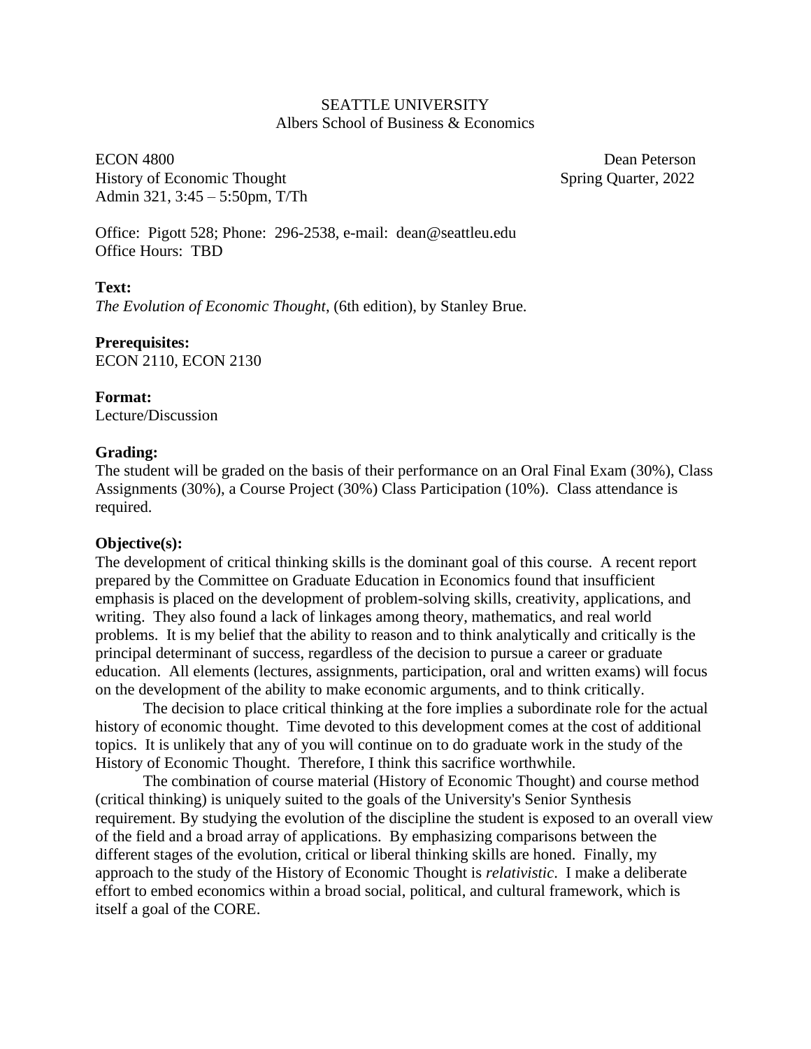SEATTLE UNIVERSITY
Albers School of Business & Economics

ECON 4800 — Dean Peterson
History of Economic Thought — Spring Quarter, 2022
Admin 321, 3:45 – 5:50pm, T/Th

Office: Pigott 528; Phone: 296-2538, e-mail: dean@seattleu.edu
Office Hours: TBD

**Text:**
*The Evolution of Economic Thought*, (6th edition), by Stanley Brue.

**Prerequisites:**
ECON 2110, ECON 2130

**Format:**
Lecture/Discussion

**Grading:**
The student will be graded on the basis of their performance on an Oral Final Exam (30%), Class Assignments (30%), a Course Project (30%) Class Participation (10%). Class attendance is required.

**Objective(s):**
The development of critical thinking skills is the dominant goal of this course. A recent report prepared by the Committee on Graduate Education in Economics found that insufficient emphasis is placed on the development of problem-solving skills, creativity, applications, and writing. They also found a lack of linkages among theory, mathematics, and real world problems. It is my belief that the ability to reason and to think analytically and critically is the principal determinant of success, regardless of the decision to pursue a career or graduate education. All elements (lectures, assignments, participation, oral and written exams) will focus on the development of the ability to make economic arguments, and to think critically.

The decision to place critical thinking at the fore implies a subordinate role for the actual history of economic thought. Time devoted to this development comes at the cost of additional topics. It is unlikely that any of you will continue on to do graduate work in the study of the History of Economic Thought. Therefore, I think this sacrifice worthwhile.

The combination of course material (History of Economic Thought) and course method (critical thinking) is uniquely suited to the goals of the University's Senior Synthesis requirement. By studying the evolution of the discipline the student is exposed to an overall view of the field and a broad array of applications. By emphasizing comparisons between the different stages of the evolution, critical or liberal thinking skills are honed. Finally, my approach to the study of the History of Economic Thought is *relativistic*. I make a deliberate effort to embed economics within a broad social, political, and cultural framework, which is itself a goal of the CORE.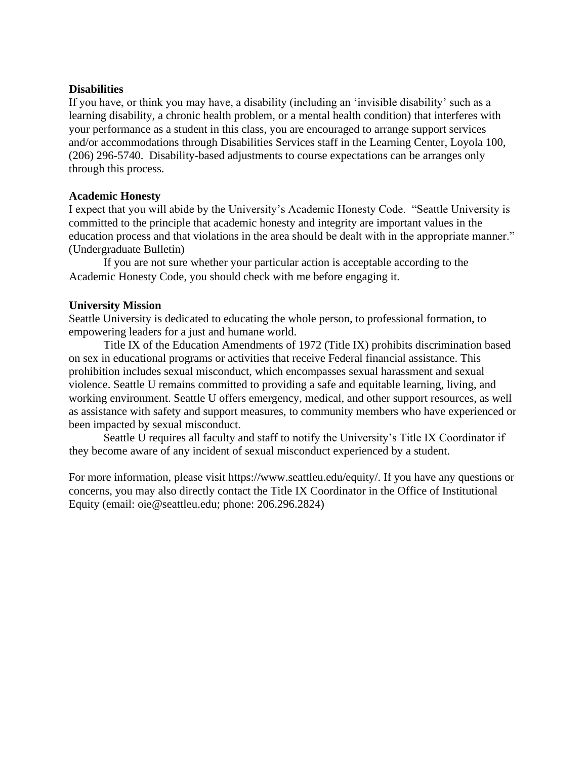**Disabilities**

If you have, or think you may have, a disability (including an 'invisible disability' such as a learning disability, a chronic health problem, or a mental health condition) that interferes with your performance as a student in this class, you are encouraged to arrange support services and/or accommodations through Disabilities Services staff in the Learning Center, Loyola 100, (206) 296-5740. Disability-based adjustments to course expectations can be arranges only through this process.

**Academic Honesty**

I expect that you will abide by the University's Academic Honesty Code. "Seattle University is committed to the principle that academic honesty and integrity are important values in the education process and that violations in the area should be dealt with in the appropriate manner." (Undergraduate Bulletin)

If you are not sure whether your particular action is acceptable according to the Academic Honesty Code, you should check with me before engaging it.

**University Mission**

Seattle University is dedicated to educating the whole person, to professional formation, to empowering leaders for a just and humane world.

Title IX of the Education Amendments of 1972 (Title IX) prohibits discrimination based on sex in educational programs or activities that receive Federal financial assistance. This prohibition includes sexual misconduct, which encompasses sexual harassment and sexual violence. Seattle U remains committed to providing a safe and equitable learning, living, and working environment. Seattle U offers emergency, medical, and other support resources, as well as assistance with safety and support measures, to community members who have experienced or been impacted by sexual misconduct.

Seattle U requires all faculty and staff to notify the University's Title IX Coordinator if they become aware of any incident of sexual misconduct experienced by a student.

For more information, please visit https://www.seattleu.edu/equity/. If you have any questions or concerns, you may also directly contact the Title IX Coordinator in the Office of Institutional Equity (email: oie@seattleu.edu; phone: 206.296.2824)